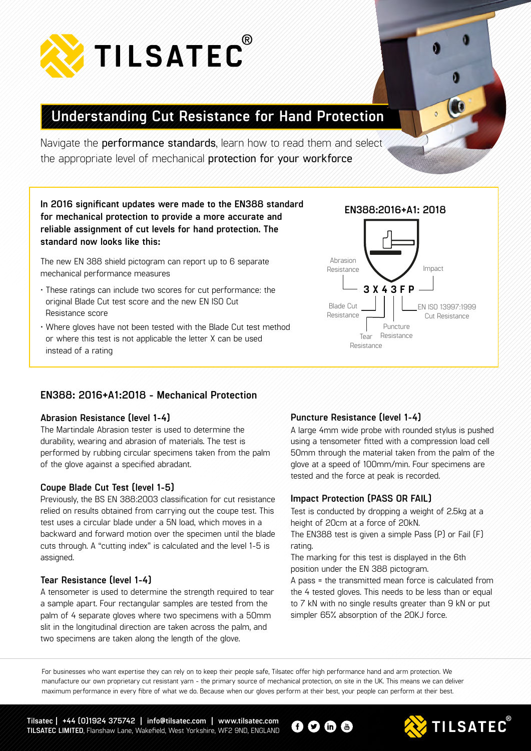# TILSATEC®

## Understanding Cut Resistance for Hand Protection

Navigate the **performance standards**, learn how to read them and select the appropriate level of mechanical **protection for your workforce**

**In 2016 significant updates were made to the EN388 standard for mechanical protection to provide a more accurate and reliable assignment of cut levels for hand protection. The standard now looks like this:**

The new EN 388 shield pictogram can report up to 6 separate mechanical performance measures

- These ratings can include two scores for cut performance: the original Blade Cut test score and the new EN ISO Cut Resistance score
- Where gloves have not been tested with the Blade Cut test method or where this test is not applicable the letter X can be used instead of a rating

**EN388:2016+A1: 2018**

**3 X 4 3 F P**

- Abrasion Resistance
- Blade Cut Resistance
- Tear Resistance
- Puncture Resistance
- EN ISO 13997:1999 Cut Resistance
- Impact

## EN388: 2016+A1:2018 - Mechanical Protection

### Abrasion Resistance (level 1-4)

The Martindale Abrasion tester is used to determine the durability, wearing and abrasion of materials. The test is performed by rubbing circular specimens taken from the palm of the glove against a specified abradant.

### Coupe Blade Cut Test (level 1-5)

Previously, the BS EN 388:2003 classification for cut resistance relied on results obtained from carrying out the coupe test. This test uses a circular blade under a 5N load, which moves in a backward and forward motion over the specimen until the blade cuts through. A "cutting index" is calculated and the level 1-5 is assigned.

### Tear Resistance (level 1-4)

A tensometer is used to determine the strength required to tear a sample apart. Four rectangular samples are tested from the palm of 4 separate gloves where two specimens with a 50mm slit in the longitudinal direction are taken across the palm, and two specimens are taken along the length of the glove.

### Puncture Resistance (level 1-4)

A large 4mm wide probe with rounded stylus is pushed using a tensometer fitted with a compression load cell 50mm through the material taken from the palm of the glove at a speed of 100mm/min. Four specimens are tested and the force at peak is recorded.

### Impact Protection (PASS OR FAIL)

Test is conducted by dropping a weight of 2.5kg at a height of 20cm at a force of 20kN.
The EN388 test is given a simple Pass (P) or Fail (F) rating.
The marking for this test is displayed in the 6th position under the EN 388 pictogram.
A pass = the transmitted mean force is calculated from the 4 tested gloves. This needs to be less than or equal to 7 kN with no single results greater than 9 kN or put simpler 65% absorption of the 20KJ force.

For businesses who want expertise they can rely on to keep their people safe, Tilsatec offer high performance hand and arm protection. We manufacture our own proprietary cut resistant yarn - the primary source of mechanical protection, on site in the UK. This means we can deliver maximum performance in every fibre of what we do. Because when our gloves perform at their best, your people can perform at their best.

**Tilsatec | +44 (0)1924 375742 | info@tilsatec.com | www.tilsatec.com**
**TILSATEC LIMITED**, Flanshaw Lane, Wakefield, West Yorkshire, WF2 9ND, ENGLAND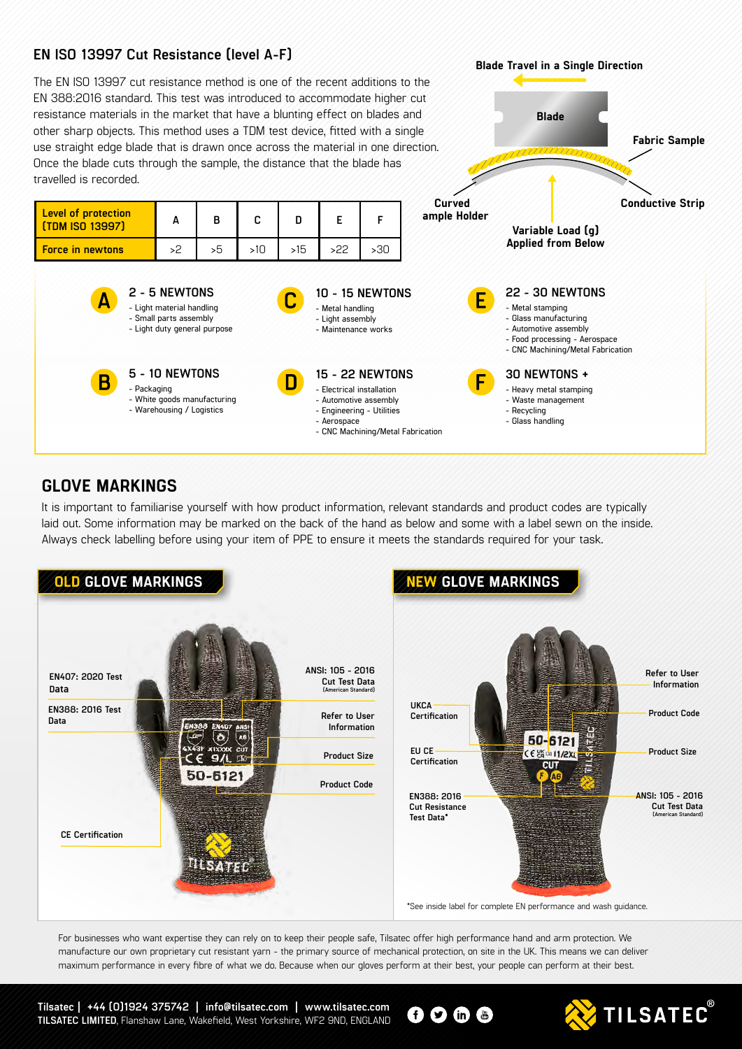## EN ISO 13997 Cut Resistance (level A-F)

The EN ISO 13997 cut resistance method is one of the recent additions to the EN 388:2016 standard. This test was introduced to accommodate higher cut resistance materials in the market that have a blunting effect on blades and other sharp objects. This method uses a TDM test device, fitted with a single use straight edge blade that is drawn once across the material in one direction. Once the blade cuts through the sample, the distance that the blade has travelled is recorded.

Blade Travel in a Single Direction

Blade

Fabric Sample

Curved Sample Holder

Conductive Strip

Variable Load (g) Applied from Below

| Level of protection (TDM ISO 13997) | A | B | C | D | E | F |
|---|---|---|---|---|---|---|
| Force in newtons | >2 | >5 | >10 | >15 | >22 | >30 |

**A — 2 - 5 NEWTONS**
- Light material handling
- Small parts assembly
- Light duty general purpose

**B — 5 - 10 NEWTONS**
- Packaging
- White goods manufacturing
- Warehousing / Logistics

**C — 10 - 15 NEWTONS**
- Metal handling
- Light assembly
- Maintenance works

**D — 15 - 22 NEWTONS**
- Electrical installation
- Automotive assembly
- Engineering - Utilities
- Aerospace
- CNC Machining/Metal Fabrication

**E — 22 - 30 NEWTONS**
- Metal stamping
- Glass manufacturing
- Automotive assembly
- Food processing - Aerospace
- CNC Machining/Metal Fabrication

**F — 30 NEWTONS +**
- Heavy metal stamping
- Waste management
- Recycling
- Glass handling

## GLOVE MARKINGS

It is important to familiarise yourself with how product information, relevant standards and product codes are typically laid out. Some information may be marked on the back of the hand as below and some with a label sewn on the inside. Always check labelling before using your item of PPE to ensure it meets the standards required for your task.

### OLD GLOVE MARKINGS

EN407: 2020 Test Data

EN388: 2016 Test Data

CE Certification

ANSI: 105 - 2016 Cut Test Data (American Standard)

Refer to User Information

Product Size

Product Code

### NEW GLOVE MARKINGS

UKCA Certification

EU CE Certification

EN388: 2016 Cut Resistance Test Data*

Refer to User Information

Product Code

Product Size

ANSI: 105 - 2016 Cut Test Data (American Standard)

*See inside label for complete EN performance and wash guidance.

For businesses who want expertise they can rely on to keep their people safe, Tilsatec offer high performance hand and arm protection. We manufacture our own proprietary cut resistant yarn - the primary source of mechanical protection, on site in the UK. This means we can deliver maximum performance in every fibre of what we do. Because when our gloves perform at their best, your people can perform at their best.

Tilsatec | +44 (0)1924 375742 | info@tilsatec.com | www.tilsatec.com

**TILSATEC LIMITED**, Flanshaw Lane, Wakefield, West Yorkshire, WF2 9ND, ENGLAND